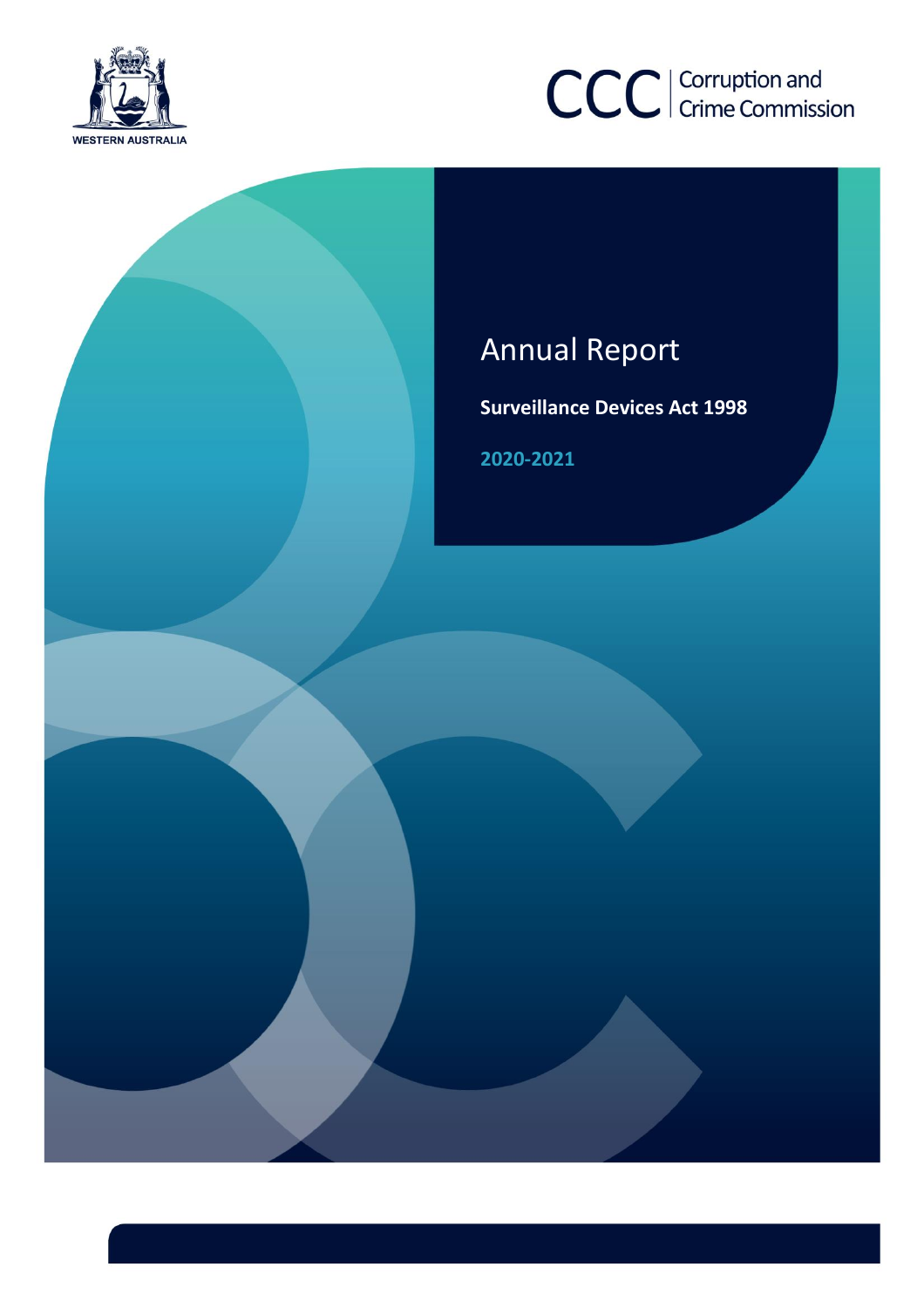WESTERN AUSTRALIA

CCC | Corruption and Crime Commission

# Annual Report

**Surveillance Devices Act 1998**

**2020-2021**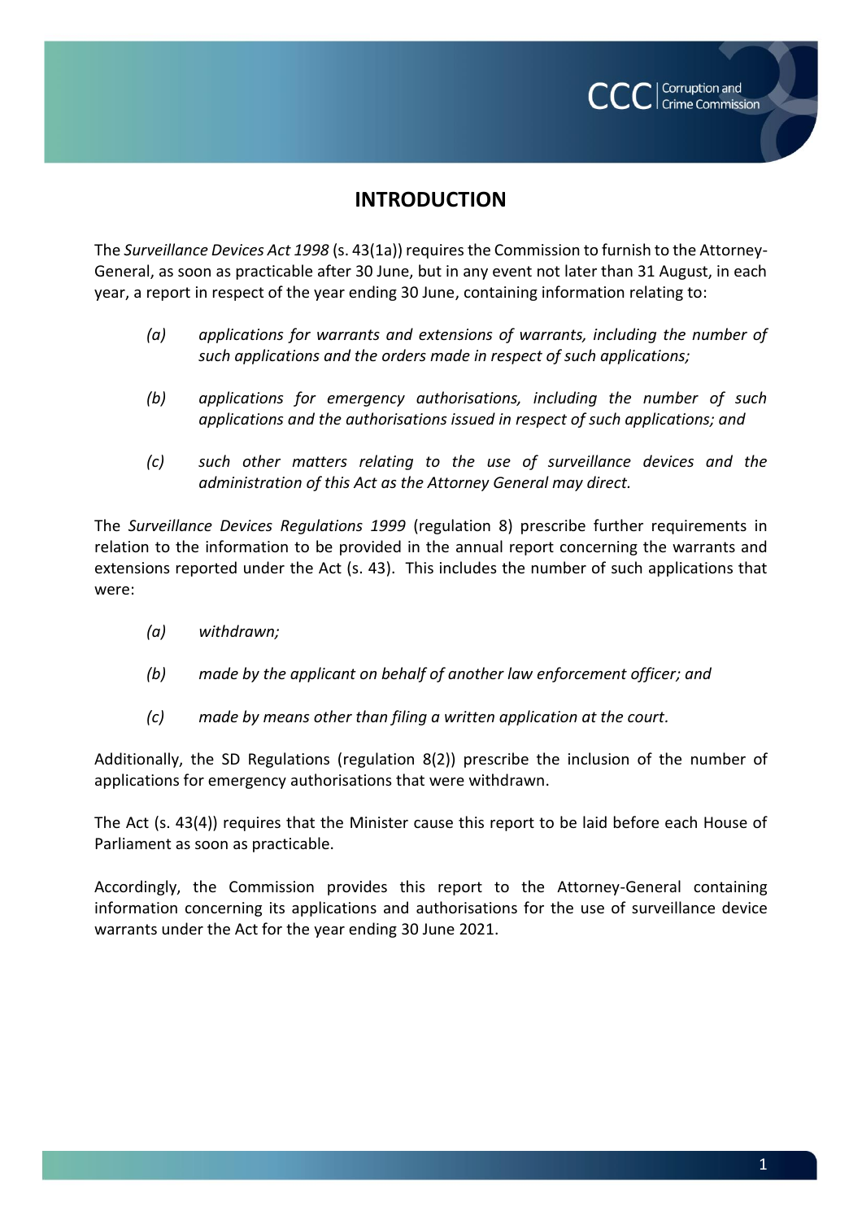# INTRODUCTION

The *Surveillance Devices Act 1998* (s. 43(1a)) requires the Commission to furnish to the Attorney-General, as soon as practicable after 30 June, but in any event not later than 31 August, in each year, a report in respect of the year ending 30 June, containing information relating to:

*(a)* *applications for warrants and extensions of warrants, including the number of such applications and the orders made in respect of such applications;*

*(b)* *applications for emergency authorisations, including the number of such applications and the authorisations issued in respect of such applications; and*

*(c)* *such other matters relating to the use of surveillance devices and the administration of this Act as the Attorney General may direct.*

The *Surveillance Devices Regulations 1999* (regulation 8) prescribe further requirements in relation to the information to be provided in the annual report concerning the warrants and extensions reported under the Act (s. 43). This includes the number of such applications that were:

*(a)* *withdrawn;*

*(b)* *made by the applicant on behalf of another law enforcement officer; and*

*(c)* *made by means other than filing a written application at the court.*

Additionally, the SD Regulations (regulation 8(2)) prescribe the inclusion of the number of applications for emergency authorisations that were withdrawn.

The Act (s. 43(4)) requires that the Minister cause this report to be laid before each House of Parliament as soon as practicable.

Accordingly, the Commission provides this report to the Attorney-General containing information concerning its applications and authorisations for the use of surveillance device warrants under the Act for the year ending 30 June 2021.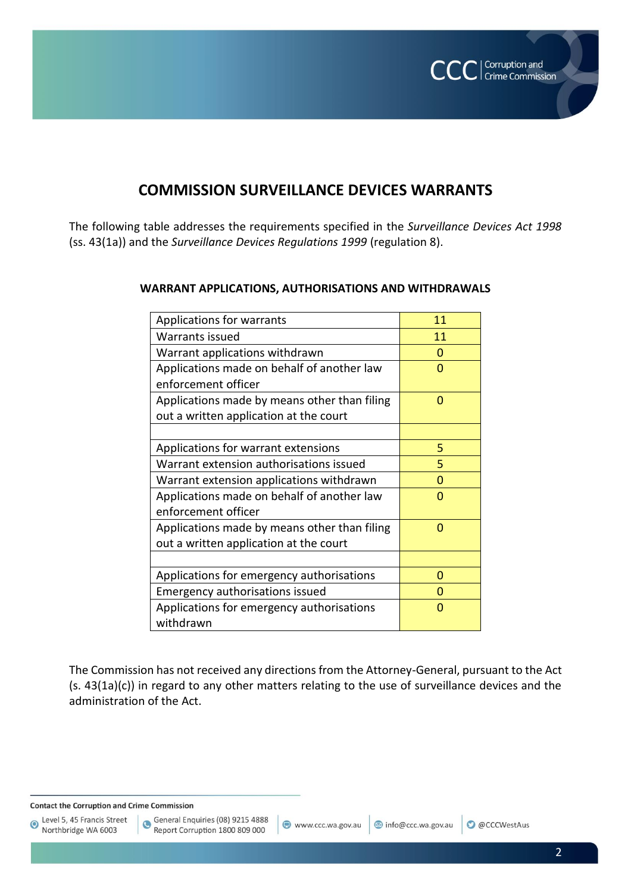# COMMISSION SURVEILLANCE DEVICES WARRANTS

The following table addresses the requirements specified in the *Surveillance Devices Act 1998* (ss. 43(1a)) and the *Surveillance Devices Regulations 1999* (regulation 8).

## WARRANT APPLICATIONS, AUTHORISATIONS AND WITHDRAWALS

| | |
|---|---|
| Applications for warrants | 11 |
| Warrants issued | 11 |
| Warrant applications withdrawn | 0 |
| Applications made on behalf of another law enforcement officer | 0 |
| Applications made by means other than filing out a written application at the court | 0 |
| | |
| Applications for warrant extensions | 5 |
| Warrant extension authorisations issued | 5 |
| Warrant extension applications withdrawn | 0 |
| Applications made on behalf of another law enforcement officer | 0 |
| Applications made by means other than filing out a written application at the court | 0 |
| | |
| Applications for emergency authorisations | 0 |
| Emergency authorisations issued | 0 |
| Applications for emergency authorisations withdrawn | 0 |

The Commission has not received any directions from the Attorney-General, pursuant to the Act (s. 43(1a)(c)) in regard to any other matters relating to the use of surveillance devices and the administration of the Act.